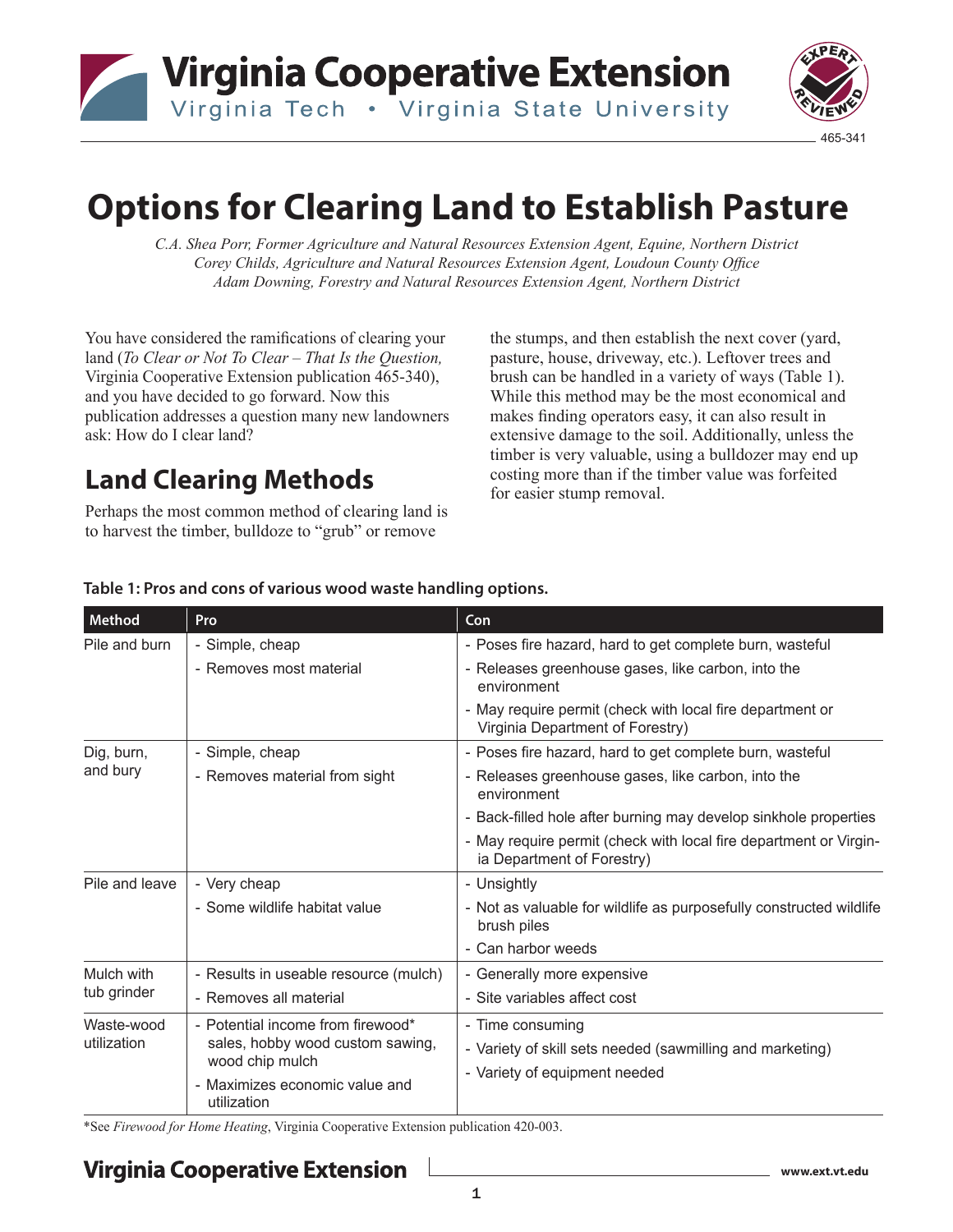# Options for Clearing Land to Establish Pasture

*C.A. Shea Porr, Former Agriculture and Natural Resources Extension Agent, Equine, Northern District*
*Corey Childs, Agriculture and Natural Resources Extension Agent, Loudoun County Office*
*Adam Downing, Forestry and Natural Resources Extension Agent, Northern District*

You have considered the ramifications of clearing your land (*To Clear or Not To Clear – That Is the Question,* Virginia Cooperative Extension publication 465-340), and you have decided to go forward. Now this publication addresses a question many new landowners ask: How do I clear land?

## Land Clearing Methods

Perhaps the most common method of clearing land is to harvest the timber, bulldoze to "grub" or remove the stumps, and then establish the next cover (yard, pasture, house, driveway, etc.). Leftover trees and brush can be handled in a variety of ways (Table 1). While this method may be the most economical and makes finding operators easy, it can also result in extensive damage to the soil. Additionally, unless the timber is very valuable, using a bulldozer may end up costing more than if the timber value was forfeited for easier stump removal.

**Table 1: Pros and cons of various wood waste handling options.**

| Method | Pro | Con |
|---|---|---|
| Pile and burn | - Simple, cheap<br>- Removes most material | - Poses fire hazard, hard to get complete burn, wasteful<br>- Releases greenhouse gases, like carbon, into the environment<br>- May require permit (check with local fire department or Virginia Department of Forestry) |
| Dig, burn, and bury | - Simple, cheap<br>- Removes material from sight | - Poses fire hazard, hard to get complete burn, wasteful<br>- Releases greenhouse gases, like carbon, into the environment<br>- Back-filled hole after burning may develop sinkhole properties<br>- May require permit (check with local fire department or Virginia Department of Forestry) |
| Pile and leave | - Very cheap<br>- Some wildlife habitat value | - Unsightly<br>- Not as valuable for wildlife as purposefully constructed wildlife brush piles<br>- Can harbor weeds |
| Mulch with tub grinder | - Results in useable resource (mulch)<br>- Removes all material | - Generally more expensive<br>- Site variables affect cost |
| Waste-wood utilization | - Potential income from firewood* sales, hobby wood custom sawing, wood chip mulch<br>- Maximizes economic value and utilization | - Time consuming<br>- Variety of skill sets needed (sawmilling and marketing)<br>- Variety of equipment needed |

*See *Firewood for Home Heating*, Virginia Cooperative Extension publication 420-003.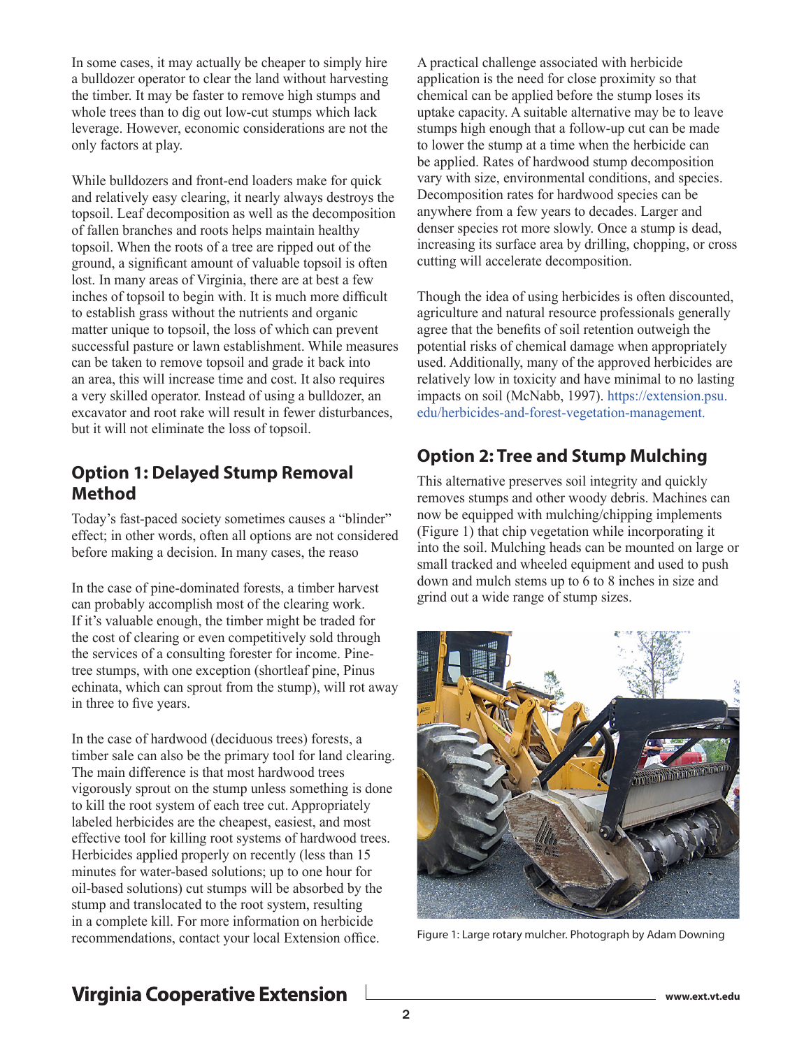In some cases, it may actually be cheaper to simply hire a bulldozer operator to clear the land without harvesting the timber. It may be faster to remove high stumps and whole trees than to dig out low-cut stumps which lack leverage. However, economic considerations are not the only factors at play.

While bulldozers and front-end loaders make for quick and relatively easy clearing, it nearly always destroys the topsoil. Leaf decomposition as well as the decomposition of fallen branches and roots helps maintain healthy topsoil. When the roots of a tree are ripped out of the ground, a significant amount of valuable topsoil is often lost. In many areas of Virginia, there are at best a few inches of topsoil to begin with. It is much more difficult to establish grass without the nutrients and organic matter unique to topsoil, the loss of which can prevent successful pasture or lawn establishment. While measures can be taken to remove topsoil and grade it back into an area, this will increase time and cost. It also requires a very skilled operator. Instead of using a bulldozer, an excavator and root rake will result in fewer disturbances, but it will not eliminate the loss of topsoil.

## Option 1: Delayed Stump Removal Method

Today's fast-paced society sometimes causes a "blinder" effect; in other words, often all options are not considered before making a decision. In many cases, the reaso

In the case of pine-dominated forests, a timber harvest can probably accomplish most of the clearing work. If it's valuable enough, the timber might be traded for the cost of clearing or even competitively sold through the services of a consulting forester for income. Pine-tree stumps, with one exception (shortleaf pine, Pinus echinata, which can sprout from the stump), will rot away in three to five years.

In the case of hardwood (deciduous trees) forests, a timber sale can also be the primary tool for land clearing. The main difference is that most hardwood trees vigorously sprout on the stump unless something is done to kill the root system of each tree cut. Appropriately labeled herbicides are the cheapest, easiest, and most effective tool for killing root systems of hardwood trees. Herbicides applied properly on recently (less than 15 minutes for water-based solutions; up to one hour for oil-based solutions) cut stumps will be absorbed by the stump and translocated to the root system, resulting in a complete kill. For more information on herbicide recommendations, contact your local Extension office.

A practical challenge associated with herbicide application is the need for close proximity so that chemical can be applied before the stump loses its uptake capacity. A suitable alternative may be to leave stumps high enough that a follow-up cut can be made to lower the stump at a time when the herbicide can be applied. Rates of hardwood stump decomposition vary with size, environmental conditions, and species. Decomposition rates for hardwood species can be anywhere from a few years to decades. Larger and denser species rot more slowly. Once a stump is dead, increasing its surface area by drilling, chopping, or cross cutting will accelerate decomposition.

Though the idea of using herbicides is often discounted, agriculture and natural resource professionals generally agree that the benefits of soil retention outweigh the potential risks of chemical damage when appropriately used. Additionally, many of the approved herbicides are relatively low in toxicity and have minimal to no lasting impacts on soil (McNabb, 1997). https://extension.psu.edu/herbicides-and-forest-vegetation-management.

## Option 2: Tree and Stump Mulching

This alternative preserves soil integrity and quickly removes stumps and other woody debris. Machines can now be equipped with mulching/chipping implements (Figure 1) that chip vegetation while incorporating it into the soil. Mulching heads can be mounted on large or small tracked and wheeled equipment and used to push down and mulch stems up to 6 to 8 inches in size and grind out a wide range of stump sizes.

Figure 1: Large rotary mulcher. Photograph by Adam Downing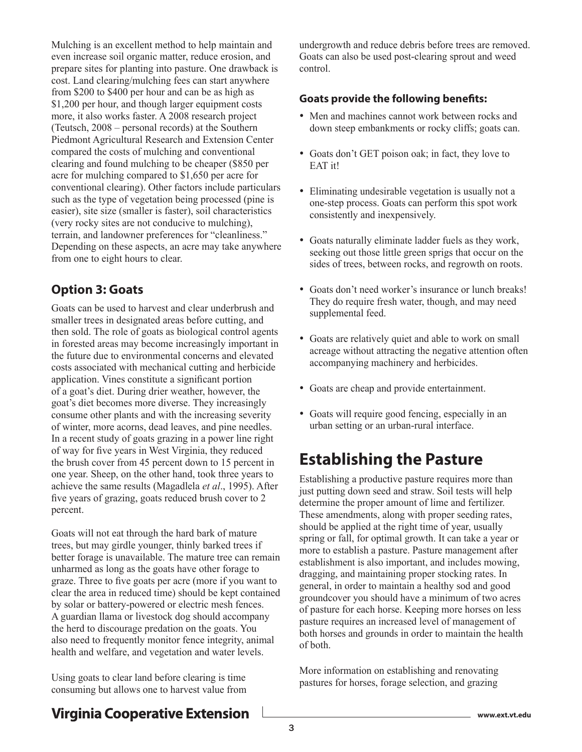Mulching is an excellent method to help maintain and even increase soil organic matter, reduce erosion, and prepare sites for planting into pasture. One drawback is cost. Land clearing/mulching fees can start anywhere from $200 to $400 per hour and can be as high as $1,200 per hour, and though larger equipment costs more, it also works faster. A 2008 research project (Teutsch, 2008 – personal records) at the Southern Piedmont Agricultural Research and Extension Center compared the costs of mulching and conventional clearing and found mulching to be cheaper ($850 per acre for mulching compared to $1,650 per acre for conventional clearing). Other factors include particulars such as the type of vegetation being processed (pine is easier), site size (smaller is faster), soil characteristics (very rocky sites are not conducive to mulching), terrain, and landowner preferences for "cleanliness." Depending on these aspects, an acre may take anywhere from one to eight hours to clear.

### Option 3: Goats

Goats can be used to harvest and clear underbrush and smaller trees in designated areas before cutting, and then sold. The role of goats as biological control agents in forested areas may become increasingly important in the future due to environmental concerns and elevated costs associated with mechanical cutting and herbicide application. Vines constitute a significant portion of a goat's diet. During drier weather, however, the goat's diet becomes more diverse. They increasingly consume other plants and with the increasing severity of winter, more acorns, dead leaves, and pine needles. In a recent study of goats grazing in a power line right of way for five years in West Virginia, they reduced the brush cover from 45 percent down to 15 percent in one year. Sheep, on the other hand, took three years to achieve the same results (Magadlela *et al*., 1995). After five years of grazing, goats reduced brush cover to 2 percent.

Goats will not eat through the hard bark of mature trees, but may girdle younger, thinly barked trees if better forage is unavailable. The mature tree can remain unharmed as long as the goats have other forage to graze. Three to five goats per acre (more if you want to clear the area in reduced time) should be kept contained by solar or battery-powered or electric mesh fences. A guardian llama or livestock dog should accompany the herd to discourage predation on the goats. You also need to frequently monitor fence integrity, animal health and welfare, and vegetation and water levels.

Using goats to clear land before clearing is time consuming but allows one to harvest value from undergrowth and reduce debris before trees are removed. Goats can also be used post-clearing sprout and weed control.

#### Goats provide the following benefits:

- Men and machines cannot work between rocks and down steep embankments or rocky cliffs; goats can.
- Goats don't GET poison oak; in fact, they love to EAT it!
- Eliminating undesirable vegetation is usually not a one-step process. Goats can perform this spot work consistently and inexpensively.
- Goats naturally eliminate ladder fuels as they work, seeking out those little green sprigs that occur on the sides of trees, between rocks, and regrowth on roots.
- Goats don't need worker's insurance or lunch breaks! They do require fresh water, though, and may need supplemental feed.
- Goats are relatively quiet and able to work on small acreage without attracting the negative attention often accompanying machinery and herbicides.
- Goats are cheap and provide entertainment.
- Goats will require good fencing, especially in an urban setting or an urban-rural interface.

## Establishing the Pasture

Establishing a productive pasture requires more than just putting down seed and straw. Soil tests will help determine the proper amount of lime and fertilizer. These amendments, along with proper seeding rates, should be applied at the right time of year, usually spring or fall, for optimal growth. It can take a year or more to establish a pasture. Pasture management after establishment is also important, and includes mowing, dragging, and maintaining proper stocking rates. In general, in order to maintain a healthy sod and good groundcover you should have a minimum of two acres of pasture for each horse. Keeping more horses on less pasture requires an increased level of management of both horses and grounds in order to maintain the health of both.

More information on establishing and renovating pastures for horses, forage selection, and grazing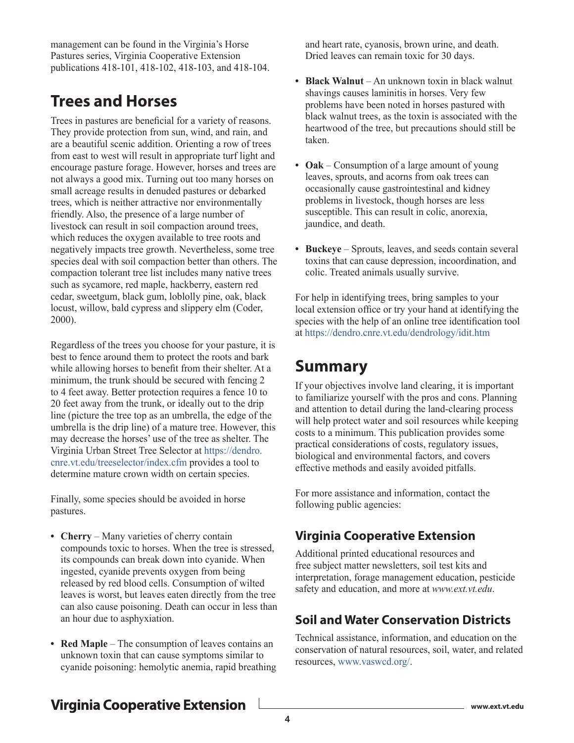management can be found in the Virginia's Horse Pastures series, Virginia Cooperative Extension publications 418-101, 418-102, 418-103, and 418-104.

## Trees and Horses

Trees in pastures are beneficial for a variety of reasons. They provide protection from sun, wind, and rain, and are a beautiful scenic addition. Orienting a row of trees from east to west will result in appropriate turf light and encourage pasture forage. However, horses and trees are not always a good mix. Turning out too many horses on small acreage results in denuded pastures or debarked trees, which is neither attractive nor environmentally friendly. Also, the presence of a large number of livestock can result in soil compaction around trees, which reduces the oxygen available to tree roots and negatively impacts tree growth. Nevertheless, some tree species deal with soil compaction better than others. The compaction tolerant tree list includes many native trees such as sycamore, red maple, hackberry, eastern red cedar, sweetgum, black gum, loblolly pine, oak, black locust, willow, bald cypress and slippery elm (Coder, 2000).

Regardless of the trees you choose for your pasture, it is best to fence around them to protect the roots and bark while allowing horses to benefit from their shelter. At a minimum, the trunk should be secured with fencing 2 to 4 feet away. Better protection requires a fence 10 to 20 feet away from the trunk, or ideally out to the drip line (picture the tree top as an umbrella, the edge of the umbrella is the drip line) of a mature tree. However, this may decrease the horses' use of the tree as shelter. The Virginia Urban Street Tree Selector at https://dendro.cnre.vt.edu/treeselector/index.cfm provides a tool to determine mature crown width on certain species.

Finally, some species should be avoided in horse pastures.

- **Cherry** – Many varieties of cherry contain compounds toxic to horses. When the tree is stressed, its compounds can break down into cyanide. When ingested, cyanide prevents oxygen from being released by red blood cells. Consumption of wilted leaves is worst, but leaves eaten directly from the tree can also cause poisoning. Death can occur in less than an hour due to asphyxiation.
- **Red Maple** – The consumption of leaves contains an unknown toxin that can cause symptoms similar to cyanide poisoning: hemolytic anemia, rapid breathing and heart rate, cyanosis, brown urine, and death. Dried leaves can remain toxic for 30 days.
- **Black Walnut** – An unknown toxin in black walnut shavings causes laminitis in horses. Very few problems have been noted in horses pastured with black walnut trees, as the toxin is associated with the heartwood of the tree, but precautions should still be taken.
- **Oak** – Consumption of a large amount of young leaves, sprouts, and acorns from oak trees can occasionally cause gastrointestinal and kidney problems in livestock, though horses are less susceptible. This can result in colic, anorexia, jaundice, and death.
- **Buckeye** – Sprouts, leaves, and seeds contain several toxins that can cause depression, incoordination, and colic. Treated animals usually survive.

For help in identifying trees, bring samples to your local extension office or try your hand at identifying the species with the help of an online tree identification tool at https://dendro.cnre.vt.edu/dendrology/idit.htm

## Summary

If your objectives involve land clearing, it is important to familiarize yourself with the pros and cons. Planning and attention to detail during the land-clearing process will help protect water and soil resources while keeping costs to a minimum. This publication provides some practical considerations of costs, regulatory issues, biological and environmental factors, and covers effective methods and easily avoided pitfalls.

For more assistance and information, contact the following public agencies:

### Virginia Cooperative Extension

Additional printed educational resources and free subject matter newsletters, soil test kits and interpretation, forage management education, pesticide safety and education, and more at *www.ext.vt.edu*.

### Soil and Water Conservation Districts

Technical assistance, information, and education on the conservation of natural resources, soil, water, and related resources, www.vaswcd.org/.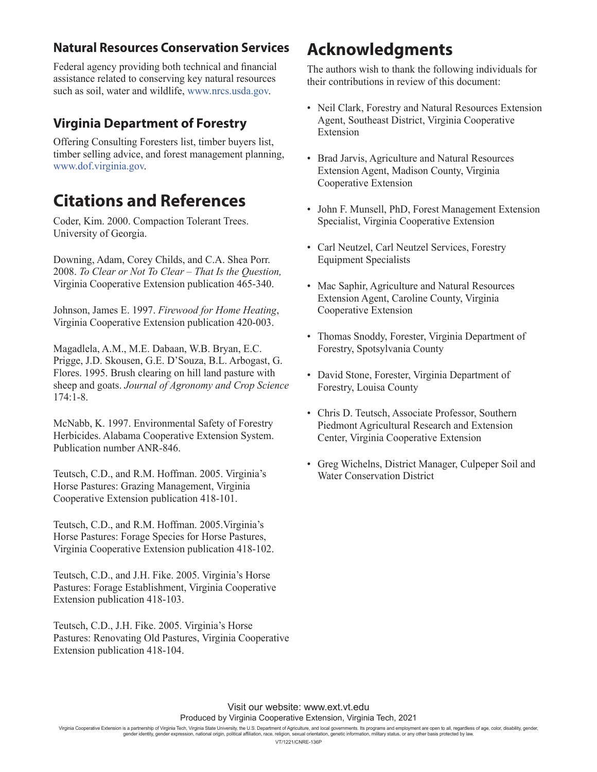### Natural Resources Conservation Services

Federal agency providing both technical and financial assistance related to conserving key natural resources such as soil, water and wildlife, www.nrcs.usda.gov.

### Virginia Department of Forestry

Offering Consulting Foresters list, timber buyers list, timber selling advice, and forest management planning, www.dof.virginia.gov.

## Citations and References

Coder, Kim. 2000. Compaction Tolerant Trees. University of Georgia.

Downing, Adam, Corey Childs, and C.A. Shea Porr. 2008. *To Clear or Not To Clear – That Is the Question,* Virginia Cooperative Extension publication 465-340.

Johnson, James E. 1997. *Firewood for Home Heating*, Virginia Cooperative Extension publication 420-003.

Magadlela, A.M., M.E. Dabaan, W.B. Bryan, E.C. Prigge, J.D. Skousen, G.E. D'Souza, B.L. Arbogast, G. Flores. 1995. Brush clearing on hill land pasture with sheep and goats. *Journal of Agronomy and Crop Science* 174:1-8.

McNabb, K. 1997. Environmental Safety of Forestry Herbicides. Alabama Cooperative Extension System. Publication number ANR-846.

Teutsch, C.D., and R.M. Hoffman. 2005. Virginia's Horse Pastures: Grazing Management, Virginia Cooperative Extension publication 418-101.

Teutsch, C.D., and R.M. Hoffman. 2005.Virginia's Horse Pastures: Forage Species for Horse Pastures, Virginia Cooperative Extension publication 418-102.

Teutsch, C.D., and J.H. Fike. 2005. Virginia's Horse Pastures: Forage Establishment, Virginia Cooperative Extension publication 418-103.

Teutsch, C.D., J.H. Fike. 2005. Virginia's Horse Pastures: Renovating Old Pastures, Virginia Cooperative Extension publication 418-104.

## Acknowledgments

The authors wish to thank the following individuals for their contributions in review of this document:

- Neil Clark, Forestry and Natural Resources Extension Agent, Southeast District, Virginia Cooperative Extension
- Brad Jarvis, Agriculture and Natural Resources Extension Agent, Madison County, Virginia Cooperative Extension
- John F. Munsell, PhD, Forest Management Extension Specialist, Virginia Cooperative Extension
- Carl Neutzel, Carl Neutzel Services, Forestry Equipment Specialists
- Mac Saphir, Agriculture and Natural Resources Extension Agent, Caroline County, Virginia Cooperative Extension
- Thomas Snoddy, Forester, Virginia Department of Forestry, Spotsylvania County
- David Stone, Forester, Virginia Department of Forestry, Louisa County
- Chris D. Teutsch, Associate Professor, Southern Piedmont Agricultural Research and Extension Center, Virginia Cooperative Extension
- Greg Wichelns, District Manager, Culpeper Soil and Water Conservation District

Visit our website: www.ext.vt.edu

Produced by Virginia Cooperative Extension, Virginia Tech, 2021

Virginia Cooperative Extension is a partnership of Virginia Tech, Virginia State University, the U.S. Department of Agriculture, and local governments. Its programs and employment are open to all, regardless of age, color, disability, gender, gender identity, gender expression, national origin, political affiliation, race, religion, sexual orientation, genetic information, military status, or any other basis protected by law.

VT/1221/CNRE-136P